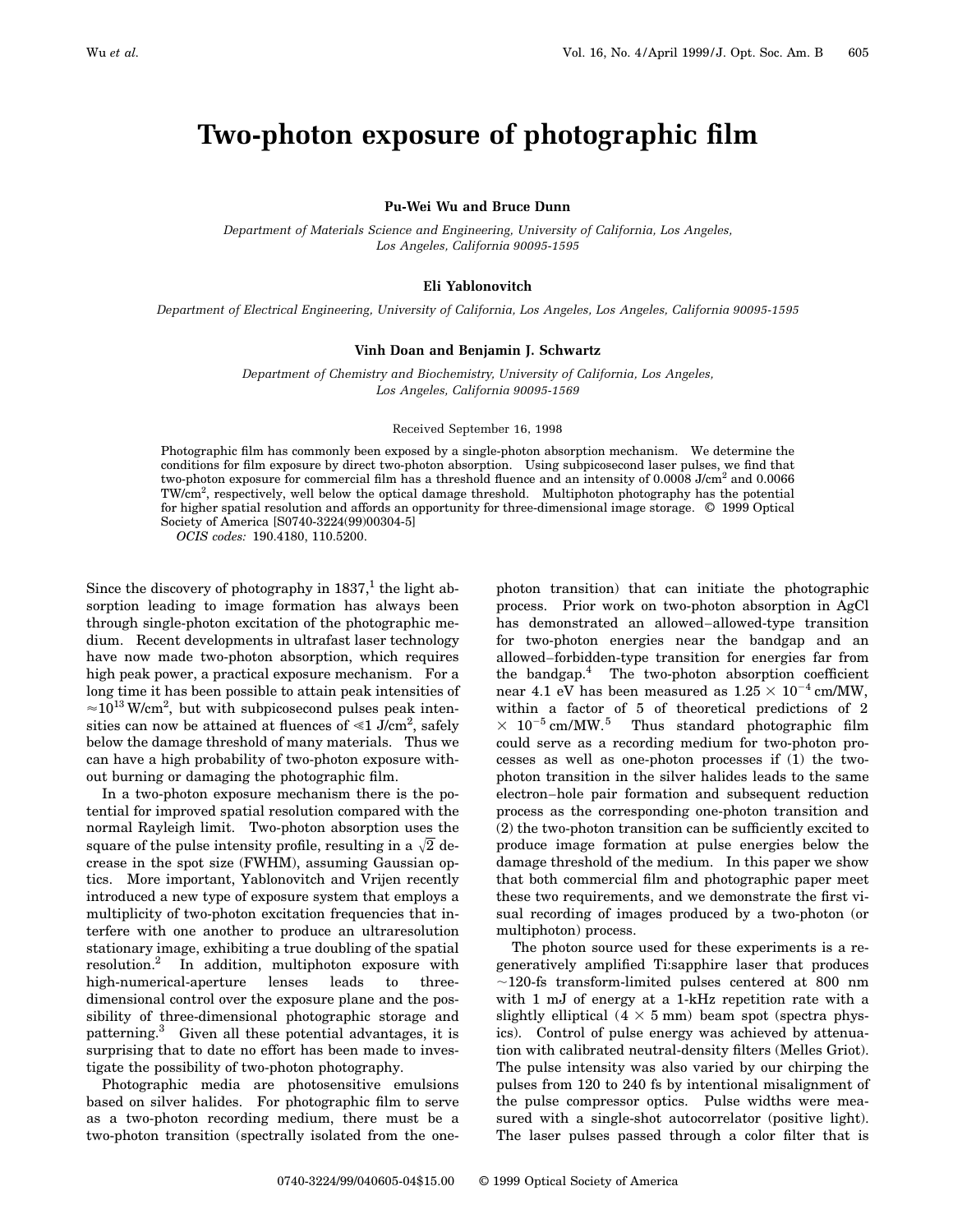# Two-photon exposure of photographic film

**Pu-Wei Wu and Bruce Dunn**

*Department of Materials Science and Engineering, University of California, Los Angeles, Los Angeles, California 90095-1595*

**Eli Yablonovitch**

*Department of Electrical Engineering, University of California, Los Angeles, Los Angeles, California 90095-1595*

**Vinh Doan and Benjamin J. Schwartz**

*Department of Chemistry and Biochemistry, University of California, Los Angeles, Los Angeles, California 90095-1569*

Received September 16, 1998

Photographic film has commonly been exposed by a single-photon absorption mechanism. We determine the conditions for film exposure by direct two-photon absorption. Using subpicosecond laser pulses, we find that two-photon exposure for commercial film has a threshold fluence and an intensity of 0.0008 J/cm$^2$ and 0.0066 TW/cm$^2$, respectively, well below the optical damage threshold. Multiphoton photography has the potential for higher spatial resolution and affords an opportunity for three-dimensional image storage. © 1999 Optical Society of America [S0740-3224(99)00304-5]

*OCIS codes:* 190.4180, 110.5200.

Since the discovery of photography in 1837,[1] the light absorption leading to image formation has always been through single-photon excitation of the photographic medium. Recent developments in ultrafast laser technology have now made two-photon absorption, which requires high peak power, a practical exposure mechanism. For a long time it has been possible to attain peak intensities of $\approx 10^{13}$ W/cm$^2$, but with subpicosecond pulses peak intensities can now be attained at fluences of $\leqslant 1$ J/cm$^2$, safely below the damage threshold of many materials. Thus we can have a high probability of two-photon exposure without burning or damaging the photographic film.

In a two-photon exposure mechanism there is the potential for improved spatial resolution compared with the normal Rayleigh limit. Two-photon absorption uses the square of the pulse intensity profile, resulting in a $\sqrt{2}$ decrease in the spot size (FWHM), assuming Gaussian optics. More important, Yablonovitch and Vrijen recently introduced a new type of exposure system that employs a multiplicity of two-photon excitation frequencies that interfere with one another to produce an ultraresolution stationary image, exhibiting a true doubling of the spatial resolution.[2] In addition, multiphoton exposure with high-numerical-aperture lenses leads to three-dimensional control over the exposure plane and the possibility of three-dimensional photographic storage and patterning.[3] Given all these potential advantages, it is surprising that to date no effort has been made to investigate the possibility of two-photon photography.

Photographic media are photosensitive emulsions based on silver halides. For photographic film to serve as a two-photon recording medium, there must be a two-photon transition (spectrally isolated from the one-photon transition) that can initiate the photographic process. Prior work on two-photon absorption in AgCl has demonstrated an allowed–allowed-type transition for two-photon energies near the bandgap and an allowed–forbidden-type transition for energies far from the bandgap.[4] The two-photon absorption coefficient near 4.1 eV has been measured as $1.25 \times 10^{-4}$ cm/MW, within a factor of 5 of theoretical predictions of $2 \times 10^{-5}$ cm/MW.[5] Thus standard photographic film could serve as a recording medium for two-photon processes as well as one-photon processes if (1) the two-photon transition in the silver halides leads to the same electron–hole pair formation and subsequent reduction process as the corresponding one-photon transition and (2) the two-photon transition can be sufficiently excited to produce image formation at pulse energies below the damage threshold of the medium. In this paper we show that both commercial film and photographic paper meet these two requirements, and we demonstrate the first visual recording of images produced by a two-photon (or multiphoton) process.

The photon source used for these experiments is a regeneratively amplified Ti:sapphire laser that produces ~120-fs transform-limited pulses centered at 800 nm with 1 mJ of energy at a 1-kHz repetition rate with a slightly elliptical ($4 \times 5$ mm) beam spot (spectra physics). Control of pulse energy was achieved by attenuation with calibrated neutral-density filters (Melles Griot). The pulse intensity was also varied by our chirping the pulses from 120 to 240 fs by intentional misalignment of the pulse compressor optics. Pulse widths were measured with a single-shot autocorrelator (positive light). The laser pulses passed through a color filter that is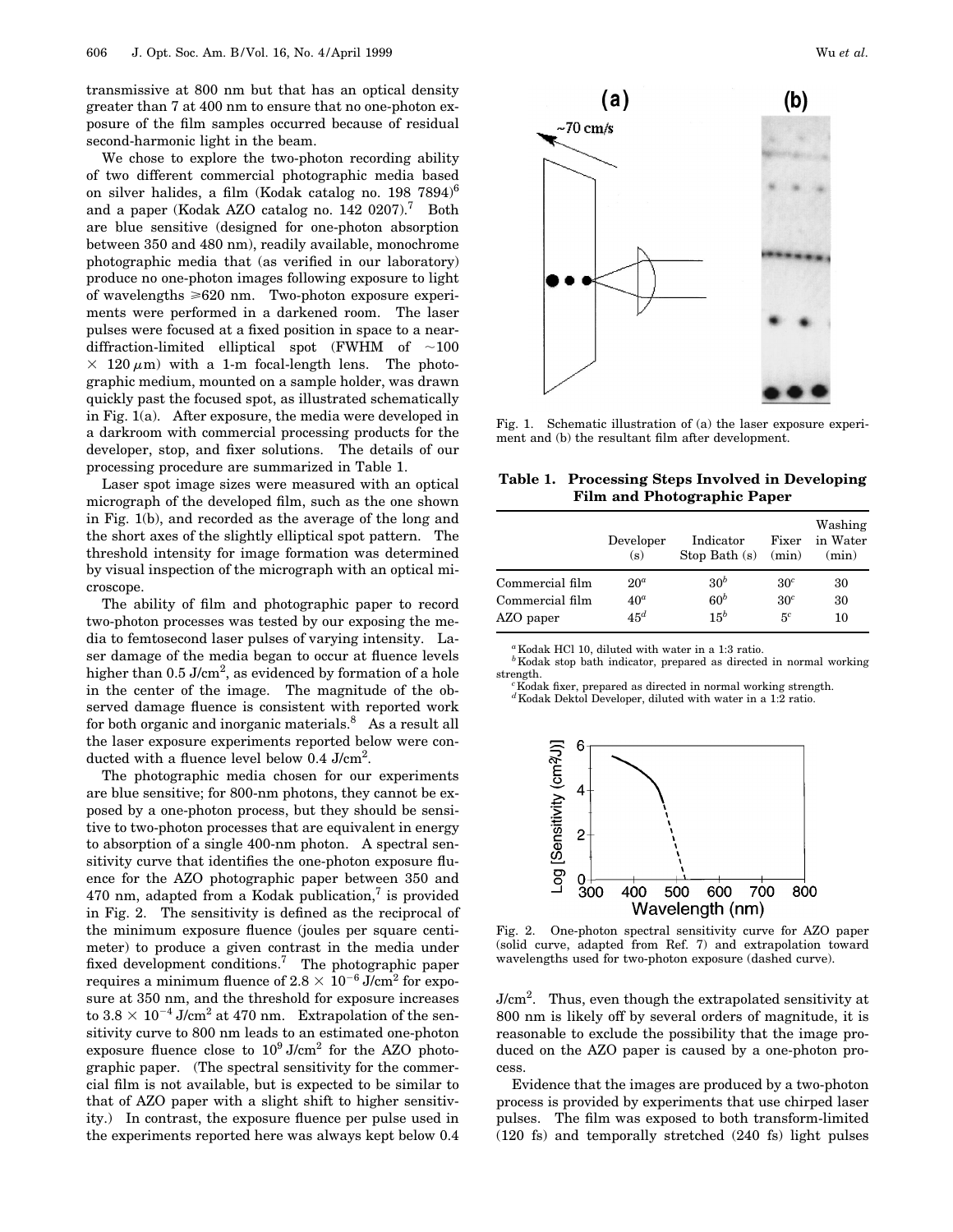transmissive at 800 nm but that has an optical density greater than 7 at 400 nm to ensure that no one-photon exposure of the film samples occurred because of residual second-harmonic light in the beam.

We chose to explore the two-photon recording ability of two different commercial photographic media based on silver halides, a film (Kodak catalog no. 198 7894)[6] and a paper (Kodak AZO catalog no. 142 0207).[7] Both are blue sensitive (designed for one-photon absorption between 350 and 480 nm), readily available, monochrome photographic media that (as verified in our laboratory) produce no one-photon images following exposure to light of wavelengths $\geq 620$ nm. Two-photon exposure experiments were performed in a darkened room. The laser pulses were focused at a fixed position in space to a near-diffraction-limited elliptical spot (FWHM of $\sim 100 \times 120\,\mu$m) with a 1-m focal-length lens. The photographic medium, mounted on a sample holder, was drawn quickly past the focused spot, as illustrated schematically in Fig. 1(a). After exposure, the media were developed in a darkroom with commercial processing products for the developer, stop, and fixer solutions. The details of our processing procedure are summarized in Table 1.

Laser spot image sizes were measured with an optical micrograph of the developed film, such as the one shown in Fig. 1(b), and recorded as the average of the long and the short axes of the slightly elliptical spot pattern. The threshold intensity for image formation was determined by visual inspection of the micrograph with an optical microscope.

The ability of film and photographic paper to record two-photon processes was tested by our exposing the media to femtosecond laser pulses of varying intensity. Laser damage of the media began to occur at fluence levels higher than 0.5 J/cm$^2$, as evidenced by formation of a hole in the center of the image. The magnitude of the observed damage fluence is consistent with reported work for both organic and inorganic materials.[8] As a result all the laser exposure experiments reported below were conducted with a fluence level below 0.4 J/cm$^2$.

The photographic media chosen for our experiments are blue sensitive; for 800-nm photons, they cannot be exposed by a one-photon process, but they should be sensitive to two-photon processes that are equivalent in energy to absorption of a single 400-nm photon. A spectral sensitivity curve that identifies the one-photon exposure fluence for the AZO photographic paper between 350 and 470 nm, adapted from a Kodak publication,[7] is provided in Fig. 2. The sensitivity is defined as the reciprocal of the minimum exposure fluence (joules per square centimeter) to produce a given contrast in the media under fixed development conditions.[7] The photographic paper requires a minimum fluence of $2.8 \times 10^{-6}$ J/cm$^2$ for exposure at 350 nm, and the threshold for exposure increases to $3.8 \times 10^{-4}$ J/cm$^2$ at 470 nm. Extrapolation of the sensitivity curve to 800 nm leads to an estimated one-photon exposure fluence close to $10^9$ J/cm$^2$ for the AZO photographic paper. (The spectral sensitivity for the commercial film is not available, but is expected to be similar to that of AZO paper with a slight shift to higher sensitivity.) In contrast, the exposure fluence per pulse used in the experiments reported here was always kept below 0.4 J/cm$^2$. Thus, even though the extrapolated sensitivity at 800 nm is likely off by several orders of magnitude, it is reasonable to exclude the possibility that the image produced on the AZO paper is caused by a one-photon process.

Evidence that the images are produced by a two-photon process is provided by experiments that use chirped laser pulses. The film was exposed to both transform-limited (120 fs) and temporally stretched (240 fs) light pulses

Fig. 1. Schematic illustration of (a) the laser exposure experiment and (b) the resultant film after development.

**Table 1. Processing Steps Involved in Developing Film and Photographic Paper**

| | Developer (s) | Indicator Stop Bath (s) | Fixer (min) | Washing in Water (min) |
|---|---|---|---|---|
| Commercial film | 20[a] | 30[b] | 30[c] | 30 |
| Commercial film | 40[a] | 60[b] | 30[c] | 30 |
| AZO paper | 45[d] | 15[b] | 5[c] | 10 |

[a] Kodak HCl 10, diluted with water in a 1:3 ratio.
[b] Kodak stop bath indicator, prepared as directed in normal working strength.
[c] Kodak fixer, prepared as directed in normal working strength.
[d] Kodak Dektol Developer, diluted with water in a 1:2 ratio.

Fig. 2. One-photon spectral sensitivity curve for AZO paper (solid curve, adapted from Ref. 7) and extrapolation toward wavelengths used for two-photon exposure (dashed curve).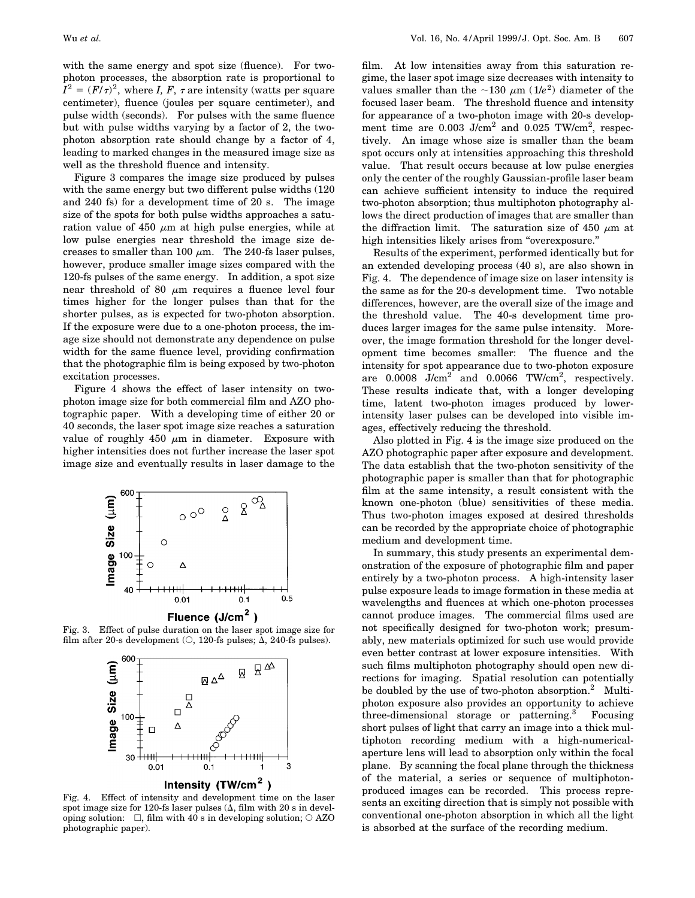with the same energy and spot size (fluence). For two-photon processes, the absorption rate is proportional to $I^2 = (F/\tau)^2$, where $I$, $F$, $\tau$ are intensity (watts per square centimeter), fluence (joules per square centimeter), and pulse width (seconds). For pulses with the same fluence but with pulse widths varying by a factor of 2, the two-photon absorption rate should change by a factor of 4, leading to marked changes in the measured image size as well as the threshold fluence and intensity.

Figure 3 compares the image size produced by pulses with the same energy but two different pulse widths (120 and 240 fs) for a development time of 20 s. The image size of the spots for both pulse widths approaches a saturation value of 450 $\mu$m at high pulse energies, while at low pulse energies near threshold the image size decreases to smaller than 100 $\mu$m. The 240-fs laser pulses, however, produce smaller image sizes compared with the 120-fs pulses of the same energy. In addition, a spot size near threshold of 80 $\mu$m requires a fluence level four times higher for the longer pulses than that for the shorter pulses, as is expected for two-photon absorption. If the exposure were due to a one-photon process, the image size should not demonstrate any dependence on pulse width for the same fluence level, providing confirmation that the photographic film is being exposed by two-photon excitation processes.

Figure 4 shows the effect of laser intensity on two-photon image size for both commercial film and AZO photographic paper. With a developing time of either 20 or 40 seconds, the laser spot image size reaches a saturation value of roughly 450 $\mu$m in diameter. Exposure with higher intensities does not further increase the laser spot image size and eventually results in laser damage to the film. At low intensities away from this saturation regime, the laser spot image size decreases with intensity to values smaller than the ~130 $\mu$m ($1/e^2$) diameter of the focused laser beam. The threshold fluence and intensity for appearance of a two-photon image with 20-s development time are 0.003 J/cm$^2$ and 0.025 TW/cm$^2$, respectively. An image whose size is smaller than the beam spot occurs only at intensities approaching this threshold value. That result occurs because at low pulse energies only the center of the roughly Gaussian-profile laser beam can achieve sufficient intensity to induce the required two-photon absorption; thus multiphoton photography allows the direct production of images that are smaller than the diffraction limit. The saturation size of 450 $\mu$m at high intensities likely arises from "overexposure."

Fig. 3. Effect of pulse duration on the laser spot image size for film after 20-s development (○, 120-fs pulses; Δ, 240-fs pulses).

Fig. 4. Effect of intensity and development time on the laser spot image size for 120-fs laser pulses (Δ, film with 20 s in developing solution: □, film with 40 s in developing solution; ○ AZO photographic paper).

Results of the experiment, performed identically but for an extended developing process (40 s), are also shown in Fig. 4. The dependence of image size on laser intensity is the same as for the 20-s development time. Two notable differences, however, are the overall size of the image and the threshold value. The 40-s development time produces larger images for the same pulse intensity. Moreover, the image formation threshold for the longer development time becomes smaller: The fluence and the intensity for spot appearance due to two-photon exposure are 0.0008 J/cm$^2$ and 0.0066 TW/cm$^2$, respectively. These results indicate that, with a longer developing time, latent two-photon images produced by lower-intensity laser pulses can be developed into visible images, effectively reducing the threshold.

Also plotted in Fig. 4 is the image size produced on the AZO photographic paper after exposure and development. The data establish that the two-photon sensitivity of the photographic paper is smaller than that for photographic film at the same intensity, a result consistent with the known one-photon (blue) sensitivities of these media. Thus two-photon images exposed at desired thresholds can be recorded by the appropriate choice of photographic medium and development time.

In summary, this study presents an experimental demonstration of the exposure of photographic film and paper entirely by a two-photon process. A high-intensity laser pulse exposure leads to image formation in these media at wavelengths and fluences at which one-photon processes cannot produce images. The commercial films used are not specifically designed for two-photon work; presumably, new materials optimized for such use would provide even better contrast at lower exposure intensities. With such films multiphoton photography should open new directions for imaging. Spatial resolution can potentially be doubled by the use of two-photon absorption.[2] Multiphoton exposure also provides an opportunity to achieve three-dimensional storage or patterning.[3] Focusing short pulses of light that carry an image into a thick multiphoton recording medium with a high-numerical-aperture lens will lead to absorption only within the focal plane. By scanning the focal plane through the thickness of the material, a series or sequence of multiphoton-produced images can be recorded. This process represents an exciting direction that is simply not possible with conventional one-photon absorption in which all the light is absorbed at the surface of the recording medium.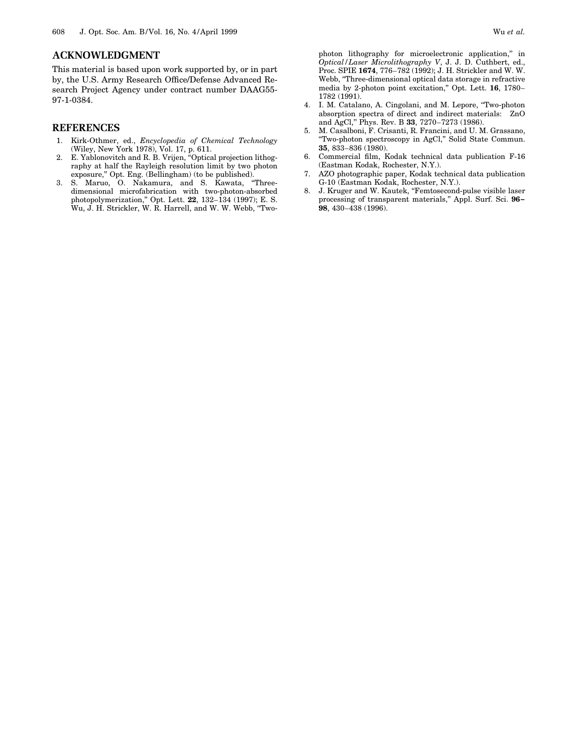## ACKNOWLEDGMENT

This material is based upon work supported by, or in part by, the U.S. Army Research Office/Defense Advanced Research Project Agency under contract number DAAG55-97-1-0384.

## REFERENCES

1. Kirk-Othmer, ed., *Encyclopedia of Chemical Technology* (Wiley, New York 1978), Vol. 17, p. 611.
2. E. Yablonovitch and R. B. Vrijen, "Optical projection lithography at half the Rayleigh resolution limit by two photon exposure," Opt. Eng. (Bellingham) (to be published).
3. S. Maruo, O. Nakamura, and S. Kawata, "Three-dimensional microfabrication with two-photon-absorbed photopolymerization," Opt. Lett. **22**, 132–134 (1997); E. S. Wu, J. H. Strickler, W. R. Harrell, and W. W. Webb, "Two-photon lithography for microelectronic application," in *Optical/Laser Microlithography V*, J. J. D. Cuthbert, ed., Proc. SPIE **1674**, 776–782 (1992); J. H. Strickler and W. W. Webb, "Three-dimensional optical data storage in refractive media by 2-photon point excitation," Opt. Lett. **16**, 1780–1782 (1991).
4. I. M. Catalano, A. Cingolani, and M. Lepore, "Two-photon absorption spectra of direct and indirect materials: ZnO and AgCl," Phys. Rev. B **33**, 7270–7273 (1986).
5. M. Casalboni, F. Crisanti, R. Francini, and U. M. Grassano, "Two-photon spectroscopy in AgCl," Solid State Commun. **35**, 833–836 (1980).
6. Commercial film, Kodak technical data publication F-16 (Eastman Kodak, Rochester, N.Y.).
7. AZO photographic paper, Kodak technical data publication G-10 (Eastman Kodak, Rochester, N.Y.).
8. J. Kruger and W. Kautek, "Femtosecond-pulse visible laser processing of transparent materials," Appl. Surf. Sci. **96–98**, 430–438 (1996).